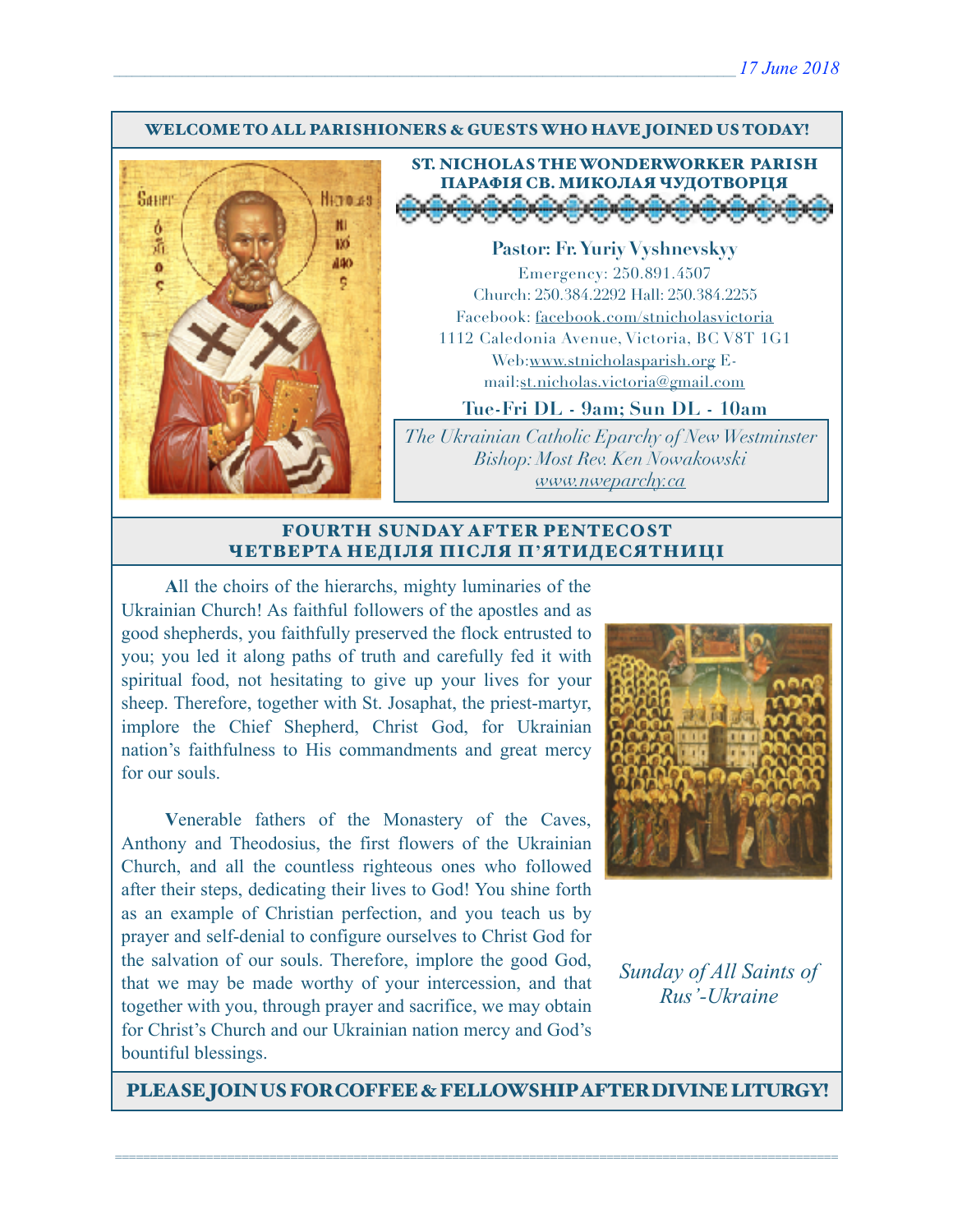17 June 2018

**WELCOME TO ALL PARISHIONERS & GUESTS WHO HAVE JOINED US TODAY!**

## ST. NICHOLAS THE WONDERWORKER PARISH
## ПАРАФІЯ СВ. МИКОЛАЯ ЧУДОТВОРЦЯ

**Pastor: Fr. Yuriy Vyshnevskyy**

Emergency: 250.891.4507

Church: 250.384.2292 Hall: 250.384.2255

Facebook: facebook.com/stnicholasvictoria

1112 Caledonia Avenue, Victoria, BC V8T 1G1

Web:www.stnicholasparish.org E-mail:st.nicholas.victoria@gmail.com

**Tue-Fri DL - 9am; Sun DL - 10am**

*The Ukrainian Catholic Eparchy of New Westminster*
*Bishop: Most Rev. Ken Nowakowski*
*www.nweparchy.ca*

## FOURTH SUNDAY AFTER PENTECOST
## ЧЕТВЕРТА НЕДІЛЯ ПІСЛЯ П'ЯТИДЕСЯТНИЦІ

**A**ll the choirs of the hierarchs, mighty luminaries of the Ukrainian Church! As faithful followers of the apostles and as good shepherds, you faithfully preserved the flock entrusted to you; you led it along paths of truth and carefully fed it with spiritual food, not hesitating to give up your lives for your sheep. Therefore, together with St. Josaphat, the priest-martyr, implore the Chief Shepherd, Christ God, for Ukrainian nation's faithfulness to His commandments and great mercy for our souls.

**V**enerable fathers of the Monastery of the Caves, Anthony and Theodosius, the first flowers of the Ukrainian Church, and all the countless righteous ones who followed after their steps, dedicating their lives to God! You shine forth as an example of Christian perfection, and you teach us by prayer and self-denial to configure ourselves to Christ God for the salvation of our souls. Therefore, implore the good God, that we may be made worthy of your intercession, and that together with you, through prayer and sacrifice, we may obtain for Christ's Church and our Ukrainian nation mercy and God's bountiful blessings.

*Sunday of All Saints of Rus'-Ukraine*

**PLEASE JOIN US FOR COFFEE & FELLOWSHIP AFTER DIVINE LITURGY!**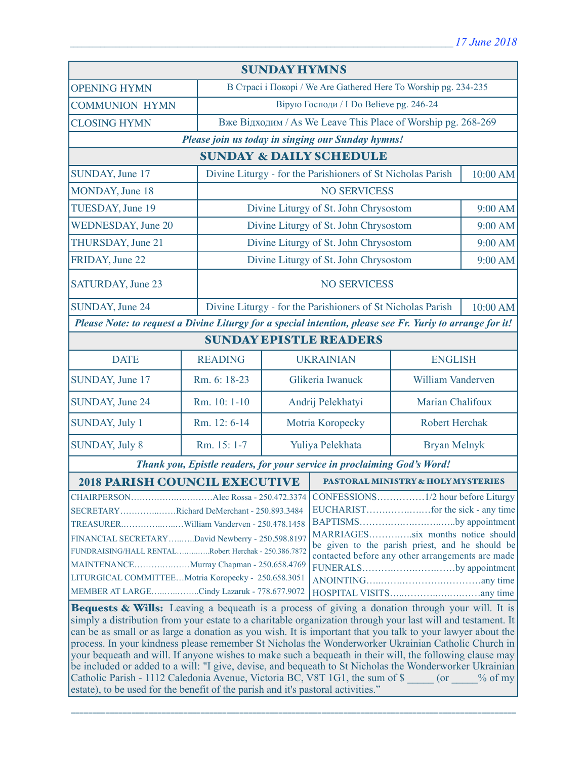17 June 2018

## SUNDAY HYMNS

| | |
|---|---|
| OPENING HYMN | В Страсі і Покорі / We Are Gathered Here To Worship pg. 234-235 |
| COMMUNION HYMN | Вірую Господи / I Do Believe pg. 246-24 |
| CLOSING HYMN | Вже Відходим / As We Leave This Place of Worship pg. 268-269 |

***Please join us today in singing our Sunday hymns!***

## SUNDAY & DAILY SCHEDULE

| | | |
|---|---|---|
| SUNDAY, June 17 | Divine Liturgy - for the Parishioners of St Nicholas Parish | 10:00 AM |
| MONDAY, June 18 | NO SERVICESS | |
| TUESDAY, June 19 | Divine Liturgy of St. John Chrysostom | 9:00 AM |
| WEDNESDAY, June 20 | Divine Liturgy of St. John Chrysostom | 9:00 AM |
| THURSDAY, June 21 | Divine Liturgy of St. John Chrysostom | 9:00 AM |
| FRIDAY, June 22 | Divine Liturgy of St. John Chrysostom | 9:00 AM |
| SATURDAY, June 23 | NO SERVICESS | |
| SUNDAY, June 24 | Divine Liturgy - for the Parishioners of St Nicholas Parish | 10:00 AM |

***Please Note: to request a Divine Liturgy for a special intention, please see Fr. Yuriy to arrange for it!***

## SUNDAY EPISTLE READERS

| DATE | READING | UKRAINIAN | ENGLISH |
|---|---|---|---|
| SUNDAY, June 17 | Rm. 6: 18-23 | Glikeria Iwanuck | William Vanderven |
| SUNDAY, June 24 | Rm. 10: 1-10 | Andrij Pelekhatyi | Marian Chalifoux |
| SUNDAY, July 1 | Rm. 12: 6-14 | Motria Koropecky | Robert Herchak |
| SUNDAY, July 8 | Rm. 15: 1-7 | Yuliya Pelekhata | Bryan Melnyk |

***Thank you, Epistle readers, for your service in proclaiming God's Word!***

## 2018 PARISH COUNCIL EXECUTIVE

CHAIRPERSON……………………….Alec Rossa - 250.472.3374
SECRETARY……………Richard DeMerchant - 250.893.3484
TREASURER……………….William Vanderven - 250.478.1458
FINANCIAL SECRETARY……..David Newberry - 250.598.8197
FUNDRAISING/HALL RENTAL…………Robert Herchak - 250.386.7872
MAINTENANCE…………………Murray Chapman - 250.658.4769
LITURGICAL COMMITTEE…Motria Koropecky - 250.658.3051
MEMBER AT LARGE…………..Cindy Lazaruk - 778.677.9072

## PASTORAL MINISTRY & HOLY MYSTERIES

CONFESSIONS……………1/2 hour before Liturgy
EUCHARIST………………for the sick - any time
BAPTISMS…………………………by appointment
MARRIAGES…………six months notice should be given to the parish priest, and he should be contacted before any other arrangements are made
FUNERALS………………………by appointment
ANOINTING…………………………any time
HOSPITAL VISITS………………………any time

**Bequests & Wills:** Leaving a bequeath is a process of giving a donation through your will. It is simply a distribution from your estate to a charitable organization through your last will and testament. It can be as small or as large a donation as you wish. It is important that you talk to your lawyer about the process. In your kindness please remember St Nicholas the Wonderworker Ukrainian Catholic Church in your bequeath and will. If anyone wishes to make such a bequeath in their will, the following clause may be included or added to a will: "I give, devise, and bequeath to St Nicholas the Wonderworker Ukrainian Catholic Parish - 1112 Caledonia Avenue, Victoria BC, V8T 1G1, the sum of $ _____ (or _____% of my estate), to be used for the benefit of the parish and it's pastoral activities."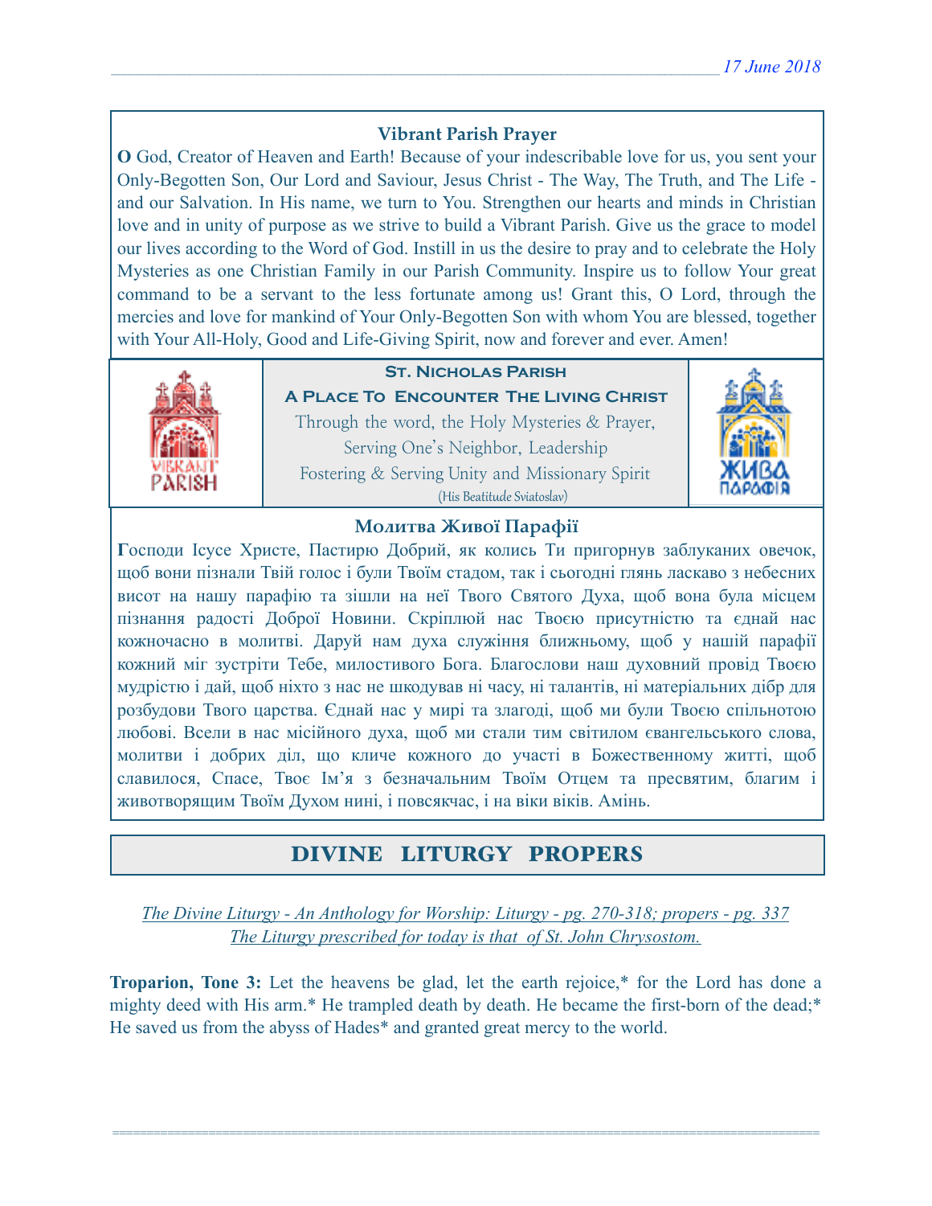### Vibrant Parish Prayer

**O** God, Creator of Heaven and Earth! Because of your indescribable love for us, you sent your Only-Begotten Son, Our Lord and Saviour, Jesus Christ - The Way, The Truth, and The Life - and our Salvation. In His name, we turn to You. Strengthen our hearts and minds in Christian love and in unity of purpose as we strive to build a Vibrant Parish. Give us the grace to model our lives according to the Word of God. Instill in us the desire to pray and to celebrate the Holy Mysteries as one Christian Family in our Parish Community. Inspire us to follow Your great command to be a servant to the less fortunate among us! Grant this, O Lord, through the mercies and love for mankind of Your Only-Begotten Son with whom You are blessed, together with Your All-Holy, Good and Life-Giving Spirit, now and forever and ever. Amen!

**St. Nicholas Parish**

**A Place To Encounter The Living Christ**

Through the word, the Holy Mysteries & Prayer,
Serving One's Neighbor, Leadership
Fostering & Serving Unity and Missionary Spirit
(His Beatitude Sviatoslav)

### Молитва Живої Парафії

**Г**осподи Ісусе Христе, Пастирю Добрий, як колись Ти пригорнув заблуканих овечок, щоб вони пізнали Твій голос і були Твоїм стадом, так і сьогодні глянь ласкаво з небесних висот на нашу парафію та зішли на неї Твого Святого Духа, щоб вона була місцем пізнання радості Доброї Новини. Скріплюй нас Твоєю присутністю та єднай нас кожночасно в молитві. Даруй нам духа служіння ближньому, щоб у нашій парафії кожний міг зустріти Тебе, милостивого Бога. Благослови наш духовний провід Твоєю мудрістю і дай, щоб ніхто з нас не шкодував ні часу, ні талантів, ні матеріальних дібр для розбудови Твого царства. Єднай нас у мирі та злагоді, щоб ми були Твоєю спільнотою любові. Всели в нас місійного духа, щоб ми стали тим світилом євангельського слова, молитви і добрих діл, що кличе кожного до участі в Божественному житті, щоб славилося, Спасе, Твоє Ім'я з безначальним Твоїм Отцем та пресвятим, благим і животворящим Твоїм Духом нині, і повсякчас, і на віки віків. Амінь.

## DIVINE LITURGY PROPERS

*The Divine Liturgy - An Anthology for Worship: Liturgy - pg. 270-318; propers - pg. 337*
*The Liturgy prescribed for today is that of St. John Chrysostom.*

**Troparion, Tone 3:** Let the heavens be glad, let the earth rejoice,* for the Lord has done a mighty deed with His arm.* He trampled death by death. He became the first-born of the dead;* He saved us from the abyss of Hades* and granted great mercy to the world.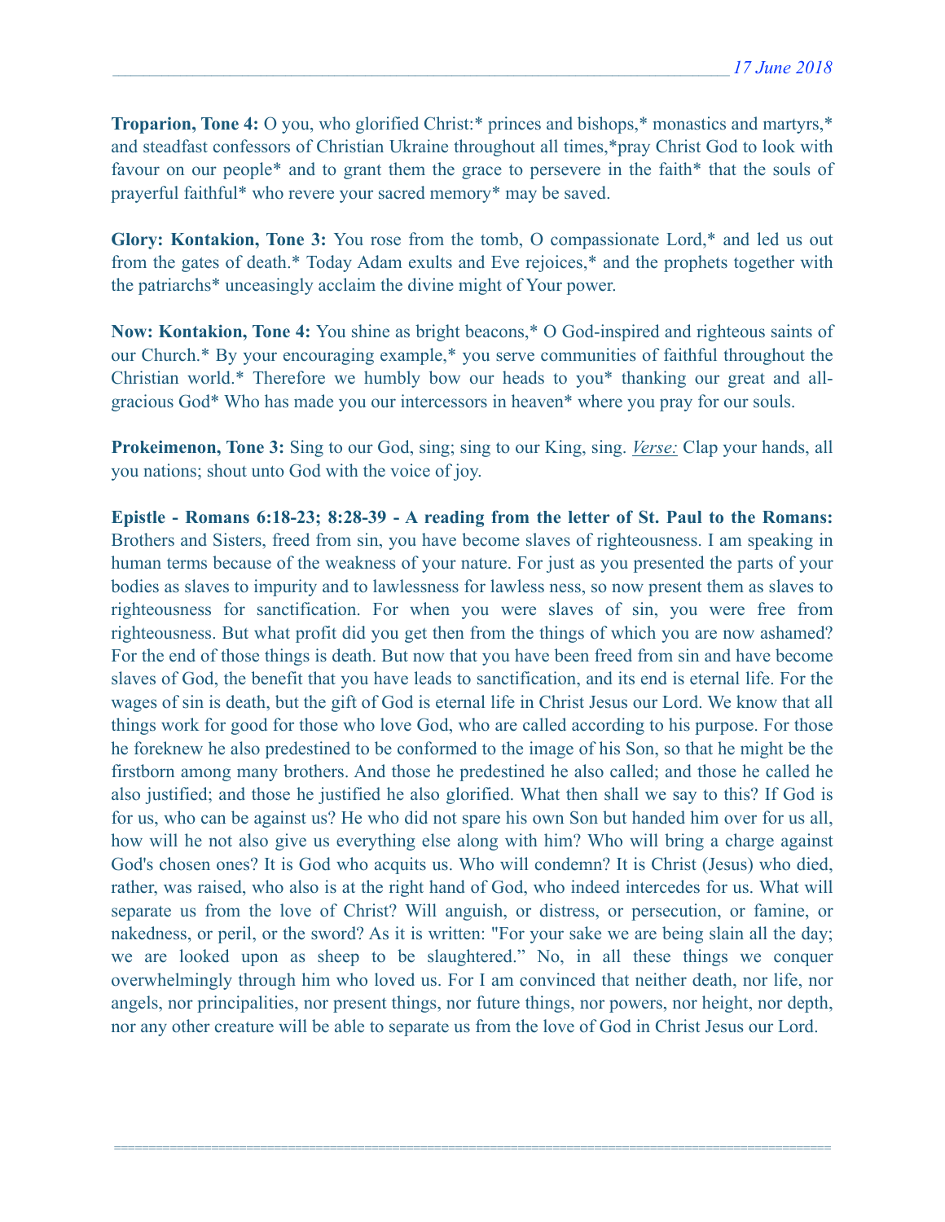**Troparion, Tone 4:** O you, who glorified Christ:* princes and bishops,* monastics and martyrs,* and steadfast confessors of Christian Ukraine throughout all times,*pray Christ God to look with favour on our people* and to grant them the grace to persevere in the faith* that the souls of prayerful faithful* who revere your sacred memory* may be saved.

**Glory: Kontakion, Tone 3:** You rose from the tomb, O compassionate Lord,* and led us out from the gates of death.* Today Adam exults and Eve rejoices,* and the prophets together with the patriarchs* unceasingly acclaim the divine might of Your power.

**Now: Kontakion, Tone 4:** You shine as bright beacons,* O God-inspired and righteous saints of our Church.* By your encouraging example,* you serve communities of faithful throughout the Christian world.* Therefore we humbly bow our heads to you* thanking our great and all-gracious God* Who has made you our intercessors in heaven* where you pray for our souls.

**Prokeimenon, Tone 3:** Sing to our God, sing; sing to our King, sing. *Verse:* Clap your hands, all you nations; shout unto God with the voice of joy.

**Epistle - Romans 6:18-23; 8:28-39 - A reading from the letter of St. Paul to the Romans:** Brothers and Sisters, freed from sin, you have become slaves of righteousness. I am speaking in human terms because of the weakness of your nature. For just as you presented the parts of your bodies as slaves to impurity and to lawlessness for lawless ness, so now present them as slaves to righteousness for sanctification. For when you were slaves of sin, you were free from righteousness. But what profit did you get then from the things of which you are now ashamed? For the end of those things is death. But now that you have been freed from sin and have become slaves of God, the benefit that you have leads to sanctification, and its end is eternal life. For the wages of sin is death, but the gift of God is eternal life in Christ Jesus our Lord. We know that all things work for good for those who love God, who are called according to his purpose. For those he foreknew he also predestined to be conformed to the image of his Son, so that he might be the firstborn among many brothers. And those he predestined he also called; and those he called he also justified; and those he justified he also glorified. What then shall we say to this? If God is for us, who can be against us? He who did not spare his own Son but handed him over for us all, how will he not also give us everything else along with him? Who will bring a charge against God's chosen ones? It is God who acquits us. Who will condemn? It is Christ (Jesus) who died, rather, was raised, who also is at the right hand of God, who indeed intercedes for us. What will separate us from the love of Christ? Will anguish, or distress, or persecution, or famine, or nakedness, or peril, or the sword? As it is written: "For your sake we are being slain all the day; we are looked upon as sheep to be slaughtered." No, in all these things we conquer overwhelmingly through him who loved us. For I am convinced that neither death, nor life, nor angels, nor principalities, nor present things, nor future things, nor powers, nor height, nor depth, nor any other creature will be able to separate us from the love of God in Christ Jesus our Lord.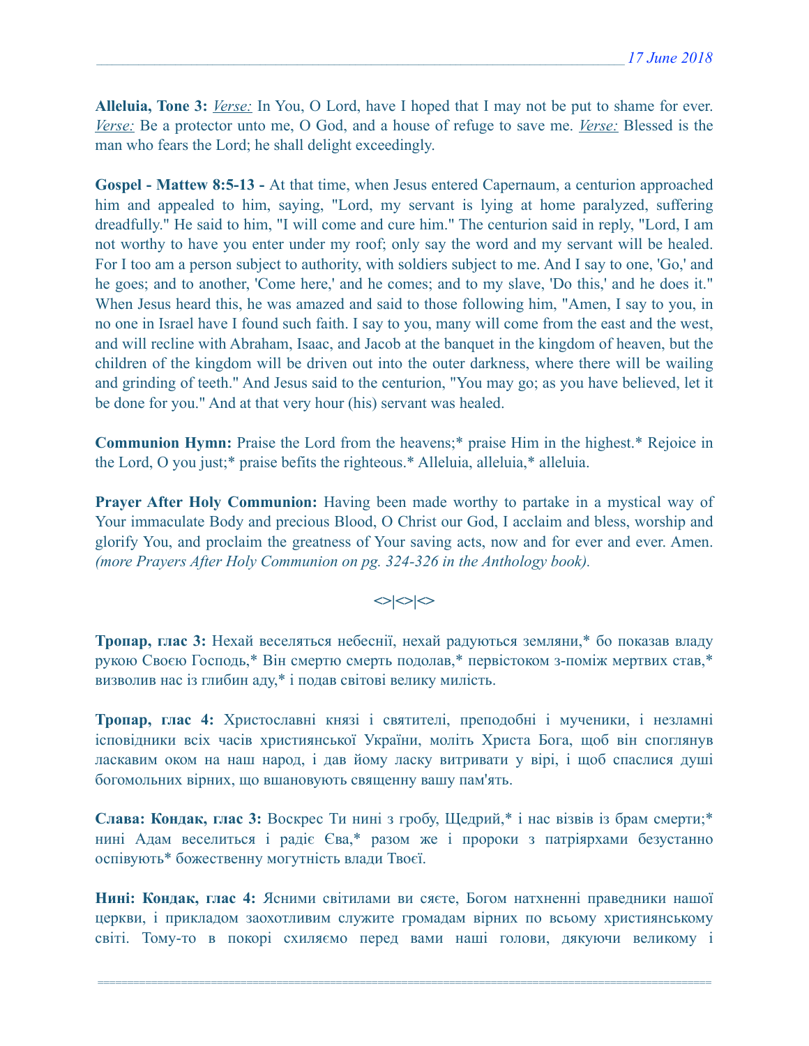**Alleluia, Tone 3:** *Verse:* In You, O Lord, have I hoped that I may not be put to shame for ever. *Verse:* Be a protector unto me, O God, and a house of refuge to save me. *Verse:* Blessed is the man who fears the Lord; he shall delight exceedingly.

**Gospel - Mattew 8:5-13 -** At that time, when Jesus entered Capernaum, a centurion approached him and appealed to him, saying, "Lord, my servant is lying at home paralyzed, suffering dreadfully." He said to him, "I will come and cure him." The centurion said in reply, "Lord, I am not worthy to have you enter under my roof; only say the word and my servant will be healed. For I too am a person subject to authority, with soldiers subject to me. And I say to one, 'Go,' and he goes; and to another, 'Come here,' and he comes; and to my slave, 'Do this,' and he does it." When Jesus heard this, he was amazed and said to those following him, "Amen, I say to you, in no one in Israel have I found such faith. I say to you, many will come from the east and the west, and will recline with Abraham, Isaac, and Jacob at the banquet in the kingdom of heaven, but the children of the kingdom will be driven out into the outer darkness, where there will be wailing and grinding of teeth." And Jesus said to the centurion, "You may go; as you have believed, let it be done for you." And at that very hour (his) servant was healed.

**Communion Hymn:** Praise the Lord from the heavens;* praise Him in the highest.* Rejoice in the Lord, O you just;* praise befits the righteous.* Alleluia, alleluia,* alleluia.

**Prayer After Holy Communion:** Having been made worthy to partake in a mystical way of Your immaculate Body and precious Blood, O Christ our God, I acclaim and bless, worship and glorify You, and proclaim the greatness of Your saving acts, now and for ever and ever. Amen. *(more Prayers After Holy Communion on pg. 324-326 in the Anthology book).*

<>|<>|<>

**Тропар, глас 3:** Нехай веселяться небеснії, нехай радуються земляни,* бо показав владу рукою Своєю Господь,* Він смертю смерть подолав,* первістоком з-поміж мертвих став,* визволив нас із глибин аду,* і подав світові велику милість.

**Тропар, глас 4:** Христославні князі і святителі, преподобні і мученики, і незламні ісповідники всіх часів християнської України, моліть Христа Бога, щоб він споглянув ласкавим оком на наш народ, і дав йому ласку витривати у вірі, і щоб спаслися душі богомольних вірних, що вшановують священну вашу пам'ять.

**Слава: Кондак, глас 3:** Воскрес Ти нині з гробу, Щедрий,* і нас візвів із брам смерти;* нині Адам веселиться і радіє Єва,* разом же і пророки з патріярхами безустанно оспівують* божественну могутність влади Твоєї.

**Нині: Кондак, глас 4:** Ясними світилами ви сяєте, Богом натхненні праведники нашої церкви, і прикладом заохотливим служите громадам вірних по всьому християнському світі. Тому-то в покорі схиляємо перед вами наші голови, дякуючи великому і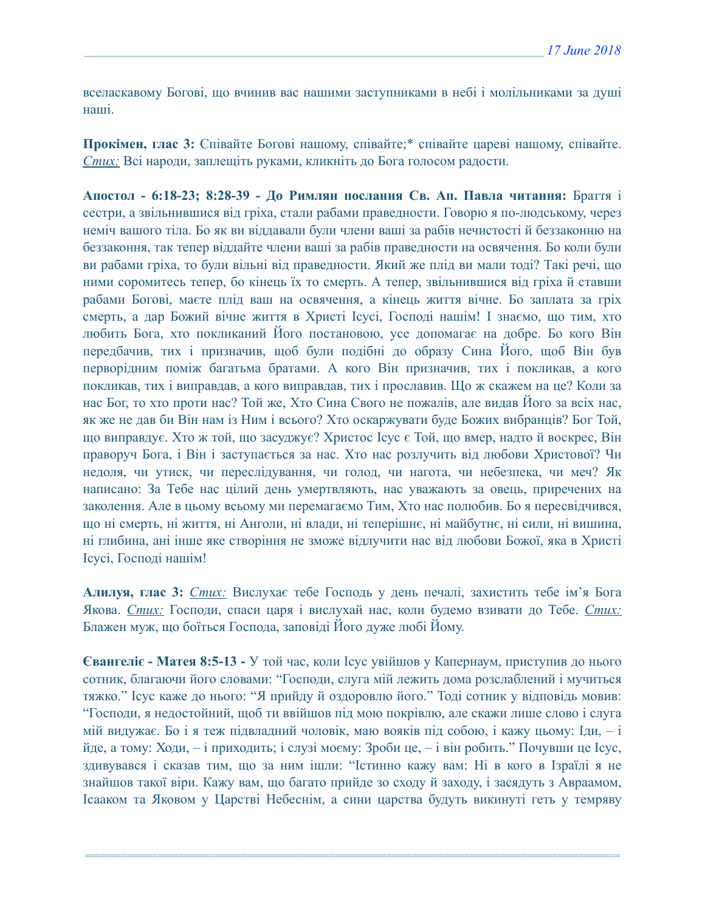вселаскавому Богові, що вчинив вас нашими заступниками в небі і молільниками за душі наші.

**Прокімен, глас 3:** Співайте Богові нашому, співайте;* співайте цареві нашому, співайте. *Стих:* Всі народи, заплещіть руками, кликніть до Бога голосом радости.

**Апостол - 6:18-23; 8:28-39 - До Римлян послання Св. Ап. Павла читання:** Браття і сестри, а звільнившися від гріха, стали рабами праведности. Говорю я по-людському, через неміч вашого тіла. Бо як ви віддавали були члени ваші за рабів нечистості й беззаконню на беззаконня, так тепер віддайте члени ваші за рабів праведности на освячення. Бо коли були ви рабами гріха, то були вільні від праведности. Який же плід ви мали тоді? Такі речі, що ними соромитесь тепер, бо кінець їх то смерть. А тепер, звільнившися від гріха й ставши рабами Богові, маєте плід ваш на освячення, а кінець життя вічне. Бо заплата за гріх смерть, а дар Божий вічне життя в Христі Ісусі, Господі нашім! І знаємо, що тим, хто любить Бога, хто покликаний Його постановою, усе допомагає на добре. Бо кого Він передбачив, тих і призначив, щоб були подібні до образу Сина Його, щоб Він був первородним поміж багатьма братами. А кого Він призначив, тих і покликав, а кого покликав, тих і виправдав, а кого виправдав, тих і прославив. Що ж скажем на це? Коли за нас Бог, то хто проти нас? Той же, Хто Сина Свого не пожалів, але видав Його за всіх нас, як же не дав би Він нам із Ним і всього? Хто оскаржувати буде Божих вибранців? Бог Той, що виправдує. Хто ж той, що засуджує? Христос Ісус є Той, що вмер, надто й воскрес, Він праворуч Бога, і Він і заступається за нас. Хто нас розлучить від любови Христової? Чи недоля, чи утиск, чи переслідування, чи голод, чи нагота, чи небезпека, чи меч? Як написано: За Тебе нас цілий день умертвляють, нас уважають за овець, приречених на заколення. Але в цьому всьому ми перемагаємо Тим, Хто нас полюбив. Бо я пересвідчився, що ні смерть, ні життя, ні Анголи, ні влади, ні теперішнє, ні майбутнє, ні сили, ні вишина, ні глибина, ані інше яке створіння не зможе відлучити нас від любови Божої, яка в Христі Ісусі, Господі нашім!

**Алилуя, глас 3:** *Стих:* Вислухає тебе Господь у день печалі, захистить тебе ім'я Бога Якова. *Стих:* Господи, спаси царя і вислухай нас, коли будемо взивати до Тебе. *Стих:* Блажен муж, що боїться Господа, заповіді Його дуже любі Йому.

**Євангеліє - Матея 8:5-13 -** У той час, коли Ісус увійшов у Капернаум, приступив до нього сотник, благаючи його словами: "Господи, слуга мій лежить дома розслаблений і мучиться тяжко." Ісус каже до нього: "Я прийду й оздоровлю його." Тоді сотник у відповідь мовив: "Господи, я недостойний, щоб ти ввійшов під мою покрівлю, але скажи лише слово і слуга мій видужає. Бо і я теж підвладний чоловік, маю вояків під собою, і кажу цьому: Іди, – і йде, а тому: Ходи, – і приходить; і слузі моєму: Зроби це, – і він робить." Почувши це Ісус, здивувався і сказав тим, що за ним ішли: "Істинно кажу вам: Ні в кого в Ізраїлі я не знайшов такої віри. Кажу вам, що багато прийде зо сходу й заходу, і засядуть з Авраамом, Ісааком та Яковом у Царстві Небеснім, а сини царства будуть викинуті геть у темряву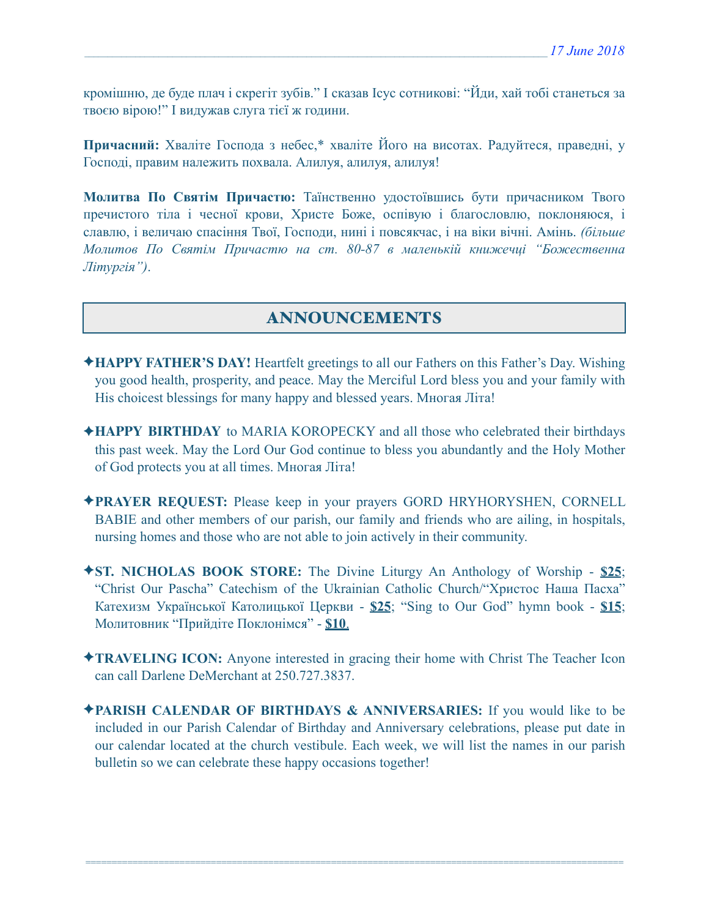кромішню, де буде плач і скрегіт зубів.” І сказав Ісус сотникові: “Йди, хай тобі станеться за твоєю вірою!” І видужав слуга тієї ж години.

**Причасний:** Хваліте Господа з небес,* хваліте Його на висотах. Радуйтеся, праведні, у Господі, правим належить похвала. Алилуя, алилуя, алилуя!

**Молитва По Святім Причастю:** Таїнственно удостоївшись бути причасником Твого пречистого тіла і чесної крови, Христе Боже, оспівую і благословлю, поклоняюся, і славлю, і величаю спасіння Твої, Господи, нині і повсякчас, і на віки вічні. Амінь. *(більше Молитов По Святім Причастю на ст. 80-87 в маленькій книжечці “Божественна Літургія”)*.

## ANNOUNCEMENTS

✦**HAPPY FATHER’S DAY!** Heartfelt greetings to all our Fathers on this Father’s Day. Wishing you good health, prosperity, and peace. May the Merciful Lord bless you and your family with His choicest blessings for many happy and blessed years. Многая Літа!

✦**HAPPY BIRTHDAY** to MARIA KOROPECKY and all those who celebrated their birthdays this past week. May the Lord Our God continue to bless you abundantly and the Holy Mother of God protects you at all times. Многая Літа!

✦**PRAYER REQUEST:** Please keep in your prayers GORD HRYHORYSHEN, CORNELL BABIE and other members of our parish, our family and friends who are ailing, in hospitals, nursing homes and those who are not able to join actively in their community.

✦**ST. NICHOLAS BOOK STORE:** The Divine Liturgy An Anthology of Worship - **$25**; “Christ Our Pascha” Catechism of the Ukrainian Catholic Church/“Христос Наша Пасха” Катехизм Української Католицької Церкви - **$25**; “Sing to Our God” hymn book - **$15**; Молитовник “Прийдіте Поклонімся” - **$10**.

✦**TRAVELING ICON:** Anyone interested in gracing their home with Christ The Teacher Icon can call Darlene DeMerchant at 250.727.3837.

✦**PARISH CALENDAR OF BIRTHDAYS & ANNIVERSARIES:** If you would like to be included in our Parish Calendar of Birthday and Anniversary celebrations, please put date in our calendar located at the church vestibule. Each week, we will list the names in our parish bulletin so we can celebrate these happy occasions together!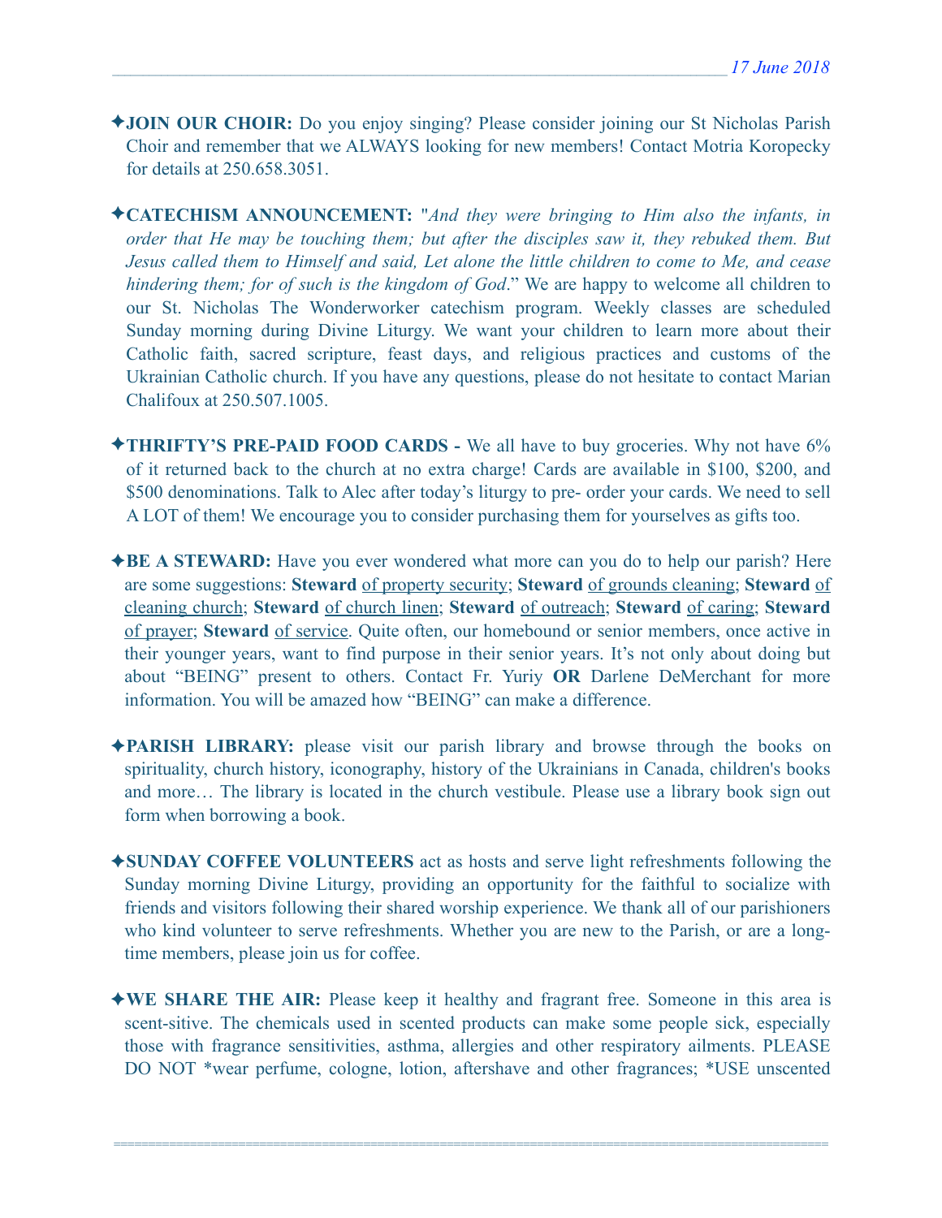✦**JOIN OUR CHOIR:** Do you enjoy singing? Please consider joining our St Nicholas Parish Choir and remember that we ALWAYS looking for new members! Contact Motria Koropecky for details at 250.658.3051.

✦**CATECHISM ANNOUNCEMENT:** "*And they were bringing to Him also the infants, in order that He may be touching them; but after the disciples saw it, they rebuked them. But Jesus called them to Himself and said, Let alone the little children to come to Me, and cease hindering them; for of such is the kingdom of God*." We are happy to welcome all children to our St. Nicholas The Wonderworker catechism program. Weekly classes are scheduled Sunday morning during Divine Liturgy. We want your children to learn more about their Catholic faith, sacred scripture, feast days, and religious practices and customs of the Ukrainian Catholic church. If you have any questions, please do not hesitate to contact Marian Chalifoux at 250.507.1005.

✦**THRIFTY'S PRE-PAID FOOD CARDS -** We all have to buy groceries. Why not have 6% of it returned back to the church at no extra charge! Cards are available in $100, $200, and $500 denominations. Talk to Alec after today's liturgy to pre- order your cards. We need to sell A LOT of them! We encourage you to consider purchasing them for yourselves as gifts too.

✦**BE A STEWARD:** Have you ever wondered what more can you do to help our parish? Here are some suggestions: **Steward** of property security; **Steward** of grounds cleaning; **Steward** of cleaning church; **Steward** of church linen; **Steward** of outreach; **Steward** of caring; **Steward** of prayer; **Steward** of service. Quite often, our homebound or senior members, once active in their younger years, want to find purpose in their senior years. It's not only about doing but about "BEING" present to others. Contact Fr. Yuriy **OR** Darlene DeMerchant for more information. You will be amazed how "BEING" can make a difference.

✦**PARISH LIBRARY:** please visit our parish library and browse through the books on spirituality, church history, iconography, history of the Ukrainians in Canada, children's books and more… The library is located in the church vestibule. Please use a library book sign out form when borrowing a book.

✦**SUNDAY COFFEE VOLUNTEERS** act as hosts and serve light refreshments following the Sunday morning Divine Liturgy, providing an opportunity for the faithful to socialize with friends and visitors following their shared worship experience. We thank all of our parishioners who kind volunteer to serve refreshments. Whether you are new to the Parish, or are a long-time members, please join us for coffee.

✦**WE SHARE THE AIR:** Please keep it healthy and fragrant free. Someone in this area is scent-sitive. The chemicals used in scented products can make some people sick, especially those with fragrance sensitivities, asthma, allergies and other respiratory ailments. PLEASE DO NOT *wear perfume, cologne, lotion, aftershave and other fragrances; *USE unscented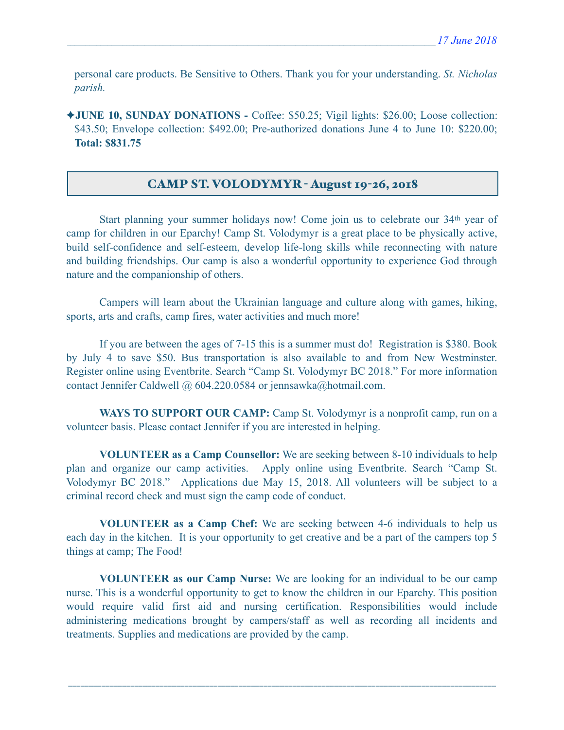personal care products. Be Sensitive to Others. Thank you for your understanding. *St. Nicholas parish.*

✦**JUNE 10, SUNDAY DONATIONS -** Coffee: $50.25; Vigil lights: $26.00; Loose collection: $43.50; Envelope collection: $492.00; Pre-authorized donations June 4 to June 10: $220.00; **Total: $831.75**

## CAMP ST. VOLODYMYR - August 19-26, 2018

Start planning your summer holidays now! Come join us to celebrate our 34th year of camp for children in our Eparchy! Camp St. Volodymyr is a great place to be physically active, build self-confidence and self-esteem, develop life-long skills while reconnecting with nature and building friendships. Our camp is also a wonderful opportunity to experience God through nature and the companionship of others.

Campers will learn about the Ukrainian language and culture along with games, hiking, sports, arts and crafts, camp fires, water activities and much more!

If you are between the ages of 7-15 this is a summer must do! Registration is $380. Book by July 4 to save $50. Bus transportation is also available to and from New Westminster. Register online using Eventbrite. Search “Camp St. Volodymyr BC 2018.” For more information contact Jennifer Caldwell @ 604.220.0584 or jennsawka@hotmail.com.

**WAYS TO SUPPORT OUR CAMP:** Camp St. Volodymyr is a nonprofit camp, run on a volunteer basis. Please contact Jennifer if you are interested in helping.

**VOLUNTEER as a Camp Counsellor:** We are seeking between 8-10 individuals to help plan and organize our camp activities. Apply online using Eventbrite. Search “Camp St. Volodymyr BC 2018.” Applications due May 15, 2018. All volunteers will be subject to a criminal record check and must sign the camp code of conduct.

**VOLUNTEER as a Camp Chef:** We are seeking between 4-6 individuals to help us each day in the kitchen. It is your opportunity to get creative and be a part of the campers top 5 things at camp; The Food!

**VOLUNTEER as our Camp Nurse:** We are looking for an individual to be our camp nurse. This is a wonderful opportunity to get to know the children in our Eparchy. This position would require valid first aid and nursing certification. Responsibilities would include administering medications brought by campers/staff as well as recording all incidents and treatments. Supplies and medications are provided by the camp.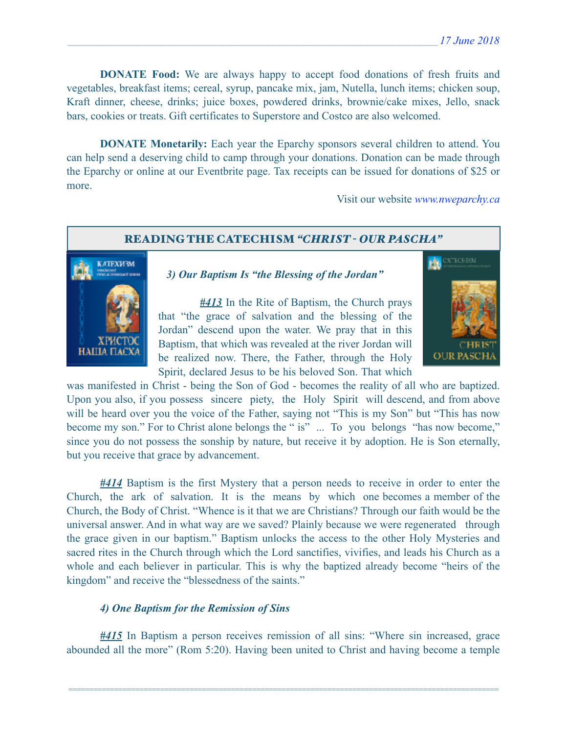**DONATE Food:** We are always happy to accept food donations of fresh fruits and vegetables, breakfast items; cereal, syrup, pancake mix, jam, Nutella, lunch items; chicken soup, Kraft dinner, cheese, drinks; juice boxes, powdered drinks, brownie/cake mixes, Jello, snack bars, cookies or treats. Gift certificates to Superstore and Costco are also welcomed.

**DONATE Monetarily:** Each year the Eparchy sponsors several children to attend. You can help send a deserving child to camp through your donations. Donation can be made through the Eparchy or online at our Eventbrite page. Tax receipts can be issued for donations of $25 or more.

Visit our website *www.nweparchy.ca*

## READING THE CATECHISM *"CHRIST - OUR PASCHA"*

### *3) Our Baptism Is "the Blessing of the Jordan"*

***#413*** In the Rite of Baptism, the Church prays that "the grace of salvation and the blessing of the Jordan" descend upon the water. We pray that in this Baptism, that which was revealed at the river Jordan will be realized now. There, the Father, through the Holy Spirit, declared Jesus to be his beloved Son. That which was manifested in Christ - being the Son of God - becomes the reality of all who are baptized. Upon you also, if you possess sincere piety, the Holy Spirit will descend, and from above will be heard over you the voice of the Father, saying not "This is my Son" but "This has now become my son." For to Christ alone belongs the " is" ... To you belongs "has now become," since you do not possess the sonship by nature, but receive it by adoption. He is Son eternally, but you receive that grace by advancement.

***#414*** Baptism is the first Mystery that a person needs to receive in order to enter the Church, the ark of salvation. It is the means by which one becomes a member of the Church, the Body of Christ. "Whence is it that we are Christians? Through our faith would be the universal answer. And in what way are we saved? Plainly because we were regenerated through the grace given in our baptism." Baptism unlocks the access to the other Holy Mysteries and sacred rites in the Church through which the Lord sanctifies, vivifies, and leads his Church as a whole and each believer in particular. This is why the baptized already become "heirs of the kingdom" and receive the "blessedness of the saints."

### *4) One Baptism for the Remission of Sins*

***#415*** In Baptism a person receives remission of all sins: "Where sin increased, grace abounded all the more" (Rom 5:20). Having been united to Christ and having become a temple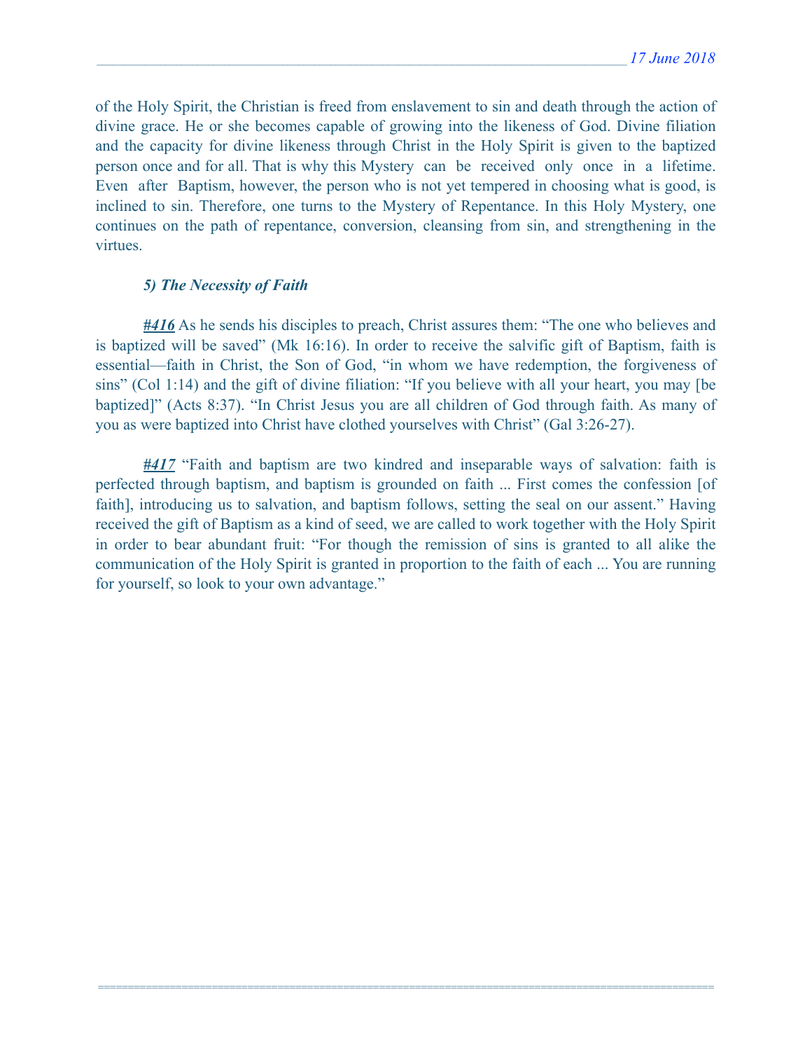of the Holy Spirit, the Christian is freed from enslavement to sin and death through the action of divine grace. He or she becomes capable of growing into the likeness of God. Divine filiation and the capacity for divine likeness through Christ in the Holy Spirit is given to the baptized person once and for all. That is why this Mystery can be received only once in a lifetime. Even after Baptism, however, the person who is not yet tempered in choosing what is good, is inclined to sin. Therefore, one turns to the Mystery of Repentance. In this Holy Mystery, one continues on the path of repentance, conversion, cleansing from sin, and strengthening in the virtues.

### *5) The Necessity of Faith*

***#416*** As he sends his disciples to preach, Christ assures them: “The one who believes and is baptized will be saved” (Mk 16:16). In order to receive the salvific gift of Baptism, faith is essential—faith in Christ, the Son of God, “in whom we have redemption, the forgiveness of sins” (Col 1:14) and the gift of divine filiation: “If you believe with all your heart, you may [be baptized]” (Acts 8:37). “In Christ Jesus you are all children of God through faith. As many of you as were baptized into Christ have clothed yourselves with Christ” (Gal 3:26-27).

***#417*** “Faith and baptism are two kindred and inseparable ways of salvation: faith is perfected through baptism, and baptism is grounded on faith ... First comes the confession [of faith], introducing us to salvation, and baptism follows, setting the seal on our assent.” Having received the gift of Baptism as a kind of seed, we are called to work together with the Holy Spirit in order to bear abundant fruit: “For though the remission of sins is granted to all alike the communication of the Holy Spirit is granted in proportion to the faith of each ... You are running for yourself, so look to your own advantage.”